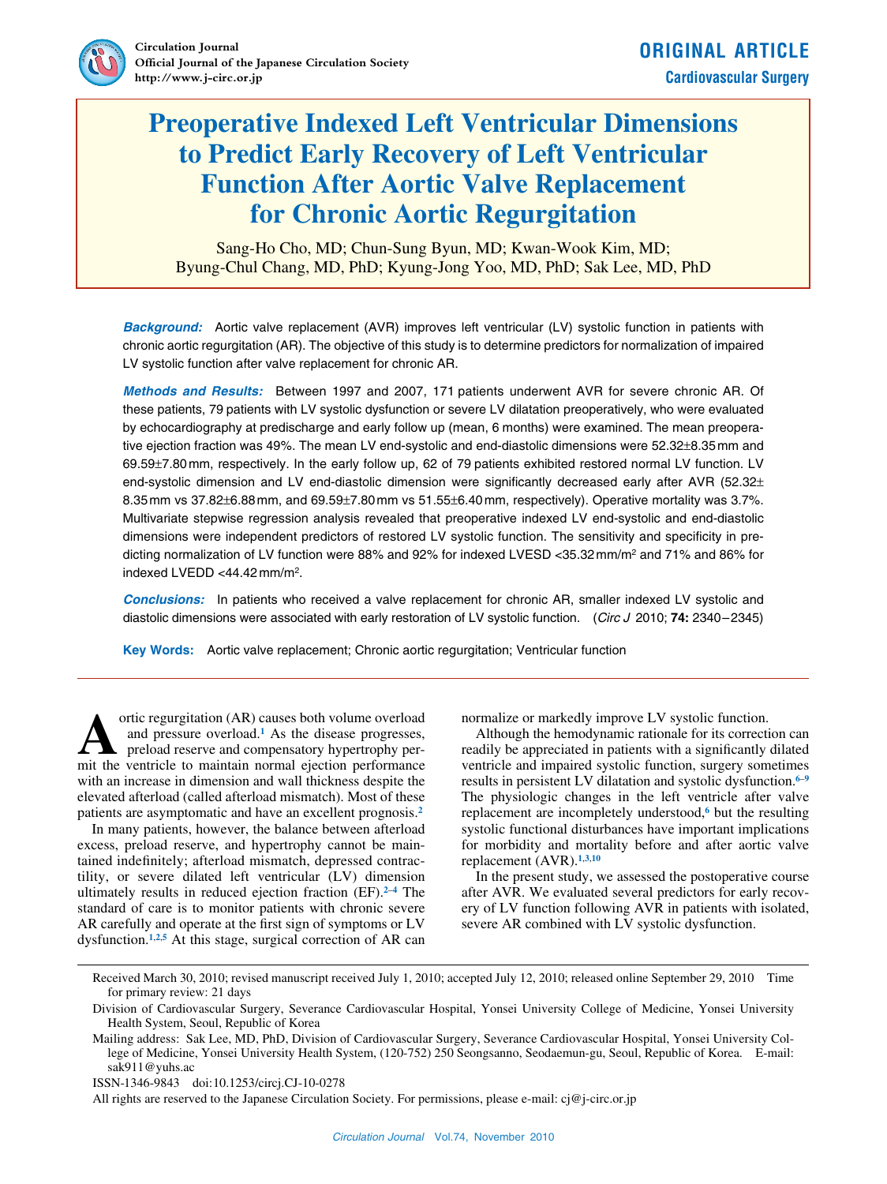ORIGINAL ARTICLE

Cardiovascular Surgery

# Preoperative Indexed Left Ventricular Dimensions to Predict Early Recovery of Left Ventricular Function After Aortic Valve Replacement for Chronic Aortic Regurgitation

Sang-Ho Cho, MD; Chun-Sung Byun, MD; Kwan-Wook Kim, MD; Byung-Chul Chang, MD, PhD; Kyung-Jong Yoo, MD, PhD; Sak Lee, MD, PhD

***Background:*** Aortic valve replacement (AVR) improves left ventricular (LV) systolic function in patients with chronic aortic regurgitation (AR). The objective of this study is to determine predictors for normalization of impaired LV systolic function after valve replacement for chronic AR.

***Methods and Results:*** Between 1997 and 2007, 171 patients underwent AVR for severe chronic AR. Of these patients, 79 patients with LV systolic dysfunction or severe LV dilatation preoperatively, who were evaluated by echocardiography at predischarge and early follow up (mean, 6 months) were examined. The mean preoperative ejection fraction was 49%. The mean LV end-systolic and end-diastolic dimensions were 52.32±8.35 mm and 69.59±7.80 mm, respectively. In the early follow up, 62 of 79 patients exhibited restored normal LV function. LV end-systolic dimension and LV end-diastolic dimension were significantly decreased early after AVR (52.32±8.35 mm vs 37.82±6.88 mm, and 69.59±7.80 mm vs 51.55±6.40 mm, respectively). Operative mortality was 3.7%. Multivariate stepwise regression analysis revealed that preoperative indexed LV end-systolic and end-diastolic dimensions were independent predictors of restored LV systolic function. The sensitivity and specificity in predicting normalization of LV function were 88% and 92% for indexed LVESD <35.32 mm/m$^2$ and 71% and 86% for indexed LVEDD <44.42 mm/m$^2$.

***Conclusions:*** In patients who received a valve replacement for chronic AR, smaller indexed LV systolic and diastolic dimensions were associated with early restoration of LV systolic function. (*Circ J* 2010; **74:** 2340–2345)

**Key Words:** Aortic valve replacement; Chronic aortic regurgitation; Ventricular function

Aortic regurgitation (AR) causes both volume overload and pressure overload.[1] As the disease progresses, preload reserve and compensatory hypertrophy permit the ventricle to maintain normal ejection performance with an increase in dimension and wall thickness despite the elevated afterload (called afterload mismatch). Most of these patients are asymptomatic and have an excellent prognosis.[2]

In many patients, however, the balance between afterload excess, preload reserve, and hypertrophy cannot be maintained indefinitely; afterload mismatch, depressed contractility, or severe dilated left ventricular (LV) dimension ultimately results in reduced ejection fraction (EF).[2–4] The standard of care is to monitor patients with chronic severe AR carefully and operate at the first sign of symptoms or LV dysfunction.[1,2,5] At this stage, surgical correction of AR can normalize or markedly improve LV systolic function.

Although the hemodynamic rationale for its correction can readily be appreciated in patients with a significantly dilated ventricle and impaired systolic function, surgery sometimes results in persistent LV dilatation and systolic dysfunction.[6–9] The physiologic changes in the left ventricle after valve replacement are incompletely understood,[6] but the resulting systolic functional disturbances have important implications for morbidity and mortality before and after aortic valve replacement (AVR).[1,3,10]

In the present study, we assessed the postoperative course after AVR. We evaluated several predictors for early recovery of LV function following AVR in patients with isolated, severe AR combined with LV systolic dysfunction.

Received March 30, 2010; revised manuscript received July 1, 2010; accepted July 12, 2010; released online September 29, 2010 Time for primary review: 21 days

Division of Cardiovascular Surgery, Severance Cardiovascular Hospital, Yonsei University College of Medicine, Yonsei University Health System, Seoul, Republic of Korea

Mailing address: Sak Lee, MD, PhD, Division of Cardiovascular Surgery, Severance Cardiovascular Hospital, Yonsei University College of Medicine, Yonsei University Health System, (120-752) 250 Seongsanno, Seodaemun-gu, Seoul, Republic of Korea. E-mail: sak911@yuhs.ac

ISSN-1346-9843 doi:10.1253/circj.CJ-10-0278

All rights are reserved to the Japanese Circulation Society. For permissions, please e-mail: cj@j-circ.or.jp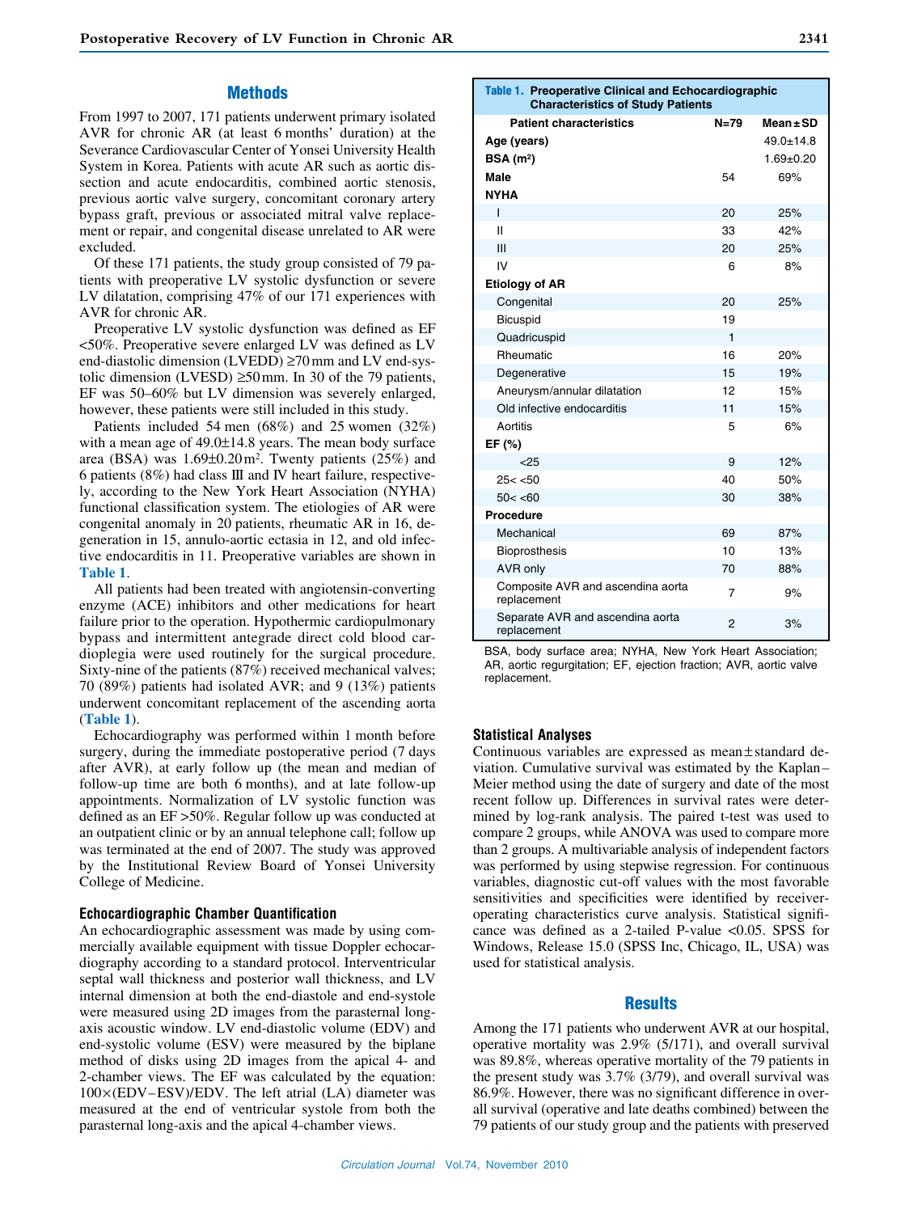## Methods

From 1997 to 2007, 171 patients underwent primary isolated AVR for chronic AR (at least 6 months' duration) at the Severance Cardiovascular Center of Yonsei University Health System in Korea. Patients with acute AR such as aortic dissection and acute endocarditis, combined aortic stenosis, previous aortic valve surgery, concomitant coronary artery bypass graft, previous or associated mitral valve replacement or repair, and congenital disease unrelated to AR were excluded.

Of these 171 patients, the study group consisted of 79 patients with preoperative LV systolic dysfunction or severe LV dilatation, comprising 47% of our 171 experiences with AVR for chronic AR.

Preoperative LV systolic dysfunction was defined as EF <50%. Preoperative severe enlarged LV was defined as LV end-diastolic dimension (LVEDD) ≥70 mm and LV end-systolic dimension (LVESD) ≥50 mm. In 30 of the 79 patients, EF was 50–60% but LV dimension was severely enlarged, however, these patients were still included in this study.

Patients included 54 men (68%) and 25 women (32%) with a mean age of 49.0±14.8 years. The mean body surface area (BSA) was 1.69±0.20 m². Twenty patients (25%) and 6 patients (8%) had class III and IV heart failure, respectively, according to the New York Heart Association (NYHA) functional classification system. The etiologies of AR were congenital anomaly in 20 patients, rheumatic AR in 16, degeneration in 15, annulo-aortic ectasia in 12, and old infective endocarditis in 11. Preoperative variables are shown in Table 1.

All patients had been treated with angiotensin-converting enzyme (ACE) inhibitors and other medications for heart failure prior to the operation. Hypothermic cardiopulmonary bypass and intermittent antegrade direct cold blood cardioplegia were used routinely for the surgical procedure. Sixty-nine of the patients (87%) received mechanical valves; 70 (89%) patients had isolated AVR; and 9 (13%) patients underwent concomitant replacement of the ascending aorta (Table 1).

Echocardiography was performed within 1 month before surgery, during the immediate postoperative period (7 days after AVR), at early follow up (the mean and median of follow-up time are both 6 months), and at late follow-up appointments. Normalization of LV systolic function was defined as an EF >50%. Regular follow up was conducted at an outpatient clinic or by an annual telephone call; follow up was terminated at the end of 2007. The study was approved by the Institutional Review Board of Yonsei University College of Medicine.

### Echocardiographic Chamber Quantification

An echocardiographic assessment was made by using commercially available equipment with tissue Doppler echocardiography according to a standard protocol. Interventricular septal wall thickness and posterior wall thickness, and LV internal dimension at both the end-diastole and end-systole were measured using 2D images from the parasternal long-axis acoustic window. LV end-diastolic volume (EDV) and end-systolic volume (ESV) were measured by the biplane method of disks using 2D images from the apical 4- and 2-chamber views. The EF was calculated by the equation: $100\times(EDV-ESV)/EDV$. The left atrial (LA) diameter was measured at the end of ventricular systole from both the parasternal long-axis and the apical 4-chamber views.

**Table 1. Preoperative Clinical and Echocardiographic Characteristics of Study Patients**

| Patient characteristics | N=79 | Mean±SD |
|---|---|---|
| **Age (years)** | | 49.0±14.8 |
| **BSA (m²)** | | 1.69±0.20 |
| **Male** | 54 | 69% |
| **NYHA** | | |
| I | 20 | 25% |
| II | 33 | 42% |
| III | 20 | 25% |
| IV | 6 | 8% |
| **Etiology of AR** | | |
| Congenital | 20 | 25% |
| Bicuspid | 19 | |
| Quadricuspid | 1 | |
| Rheumatic | 16 | 20% |
| Degenerative | 15 | 19% |
| Aneurysm/annular dilatation | 12 | 15% |
| Old infective endocarditis | 11 | 15% |
| Aortitis | 5 | 6% |
| **EF (%)** | | |
| <25 | 9 | 12% |
| 25< <50 | 40 | 50% |
| 50< <60 | 30 | 38% |
| **Procedure** | | |
| Mechanical | 69 | 87% |
| Bioprosthesis | 10 | 13% |
| AVR only | 70 | 88% |
| Composite AVR and ascendina aorta replacement | 7 | 9% |
| Separate AVR and ascendina aorta replacement | 2 | 3% |

BSA, body surface area; NYHA, New York Heart Association; AR, aortic regurgitation; EF, ejection fraction; AVR, aortic valve replacement.

### Statistical Analyses

Continuous variables are expressed as mean±standard deviation. Cumulative survival was estimated by the Kaplan–Meier method using the date of surgery and date of the most recent follow up. Differences in survival rates were determined by log-rank analysis. The paired t-test was used to compare 2 groups, while ANOVA was used to compare more than 2 groups. A multivariable analysis of independent factors was performed by using stepwise regression. For continuous variables, diagnostic cut-off values with the most favorable sensitivities and specificities were identified by receiver-operating characteristics curve analysis. Statistical significance was defined as a 2-tailed P-value <0.05. SPSS for Windows, Release 15.0 (SPSS Inc, Chicago, IL, USA) was used for statistical analysis.

## Results

Among the 171 patients who underwent AVR at our hospital, operative mortality was 2.9% (5/171), and overall survival was 89.8%, whereas operative mortality of the 79 patients in the present study was 3.7% (3/79), and overall survival was 86.9%. However, there was no significant difference in overall survival (operative and late deaths combined) between the 79 patients of our study group and the patients with preserved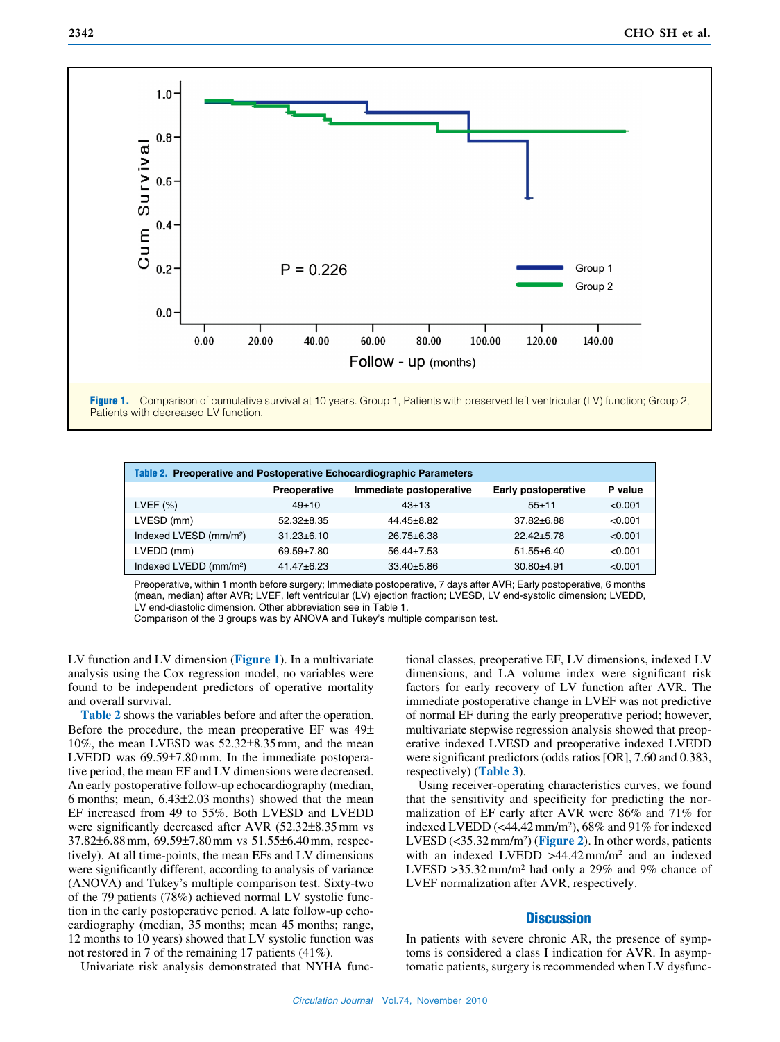Figure 1. Comparison of cumulative survival at 10 years. Group 1, Patients with preserved left ventricular (LV) function; Group 2, Patients with decreased LV function.

**Table 2. Preoperative and Postoperative Echocardiographic Parameters**

| | Preoperative | Immediate postoperative | Early postoperative | P value |
|---|---|---|---|---|
| LVEF (%) | 49±10 | 43±13 | 55±11 | <0.001 |
| LVESD (mm) | 52.32±8.35 | 44.45±8.82 | 37.82±6.88 | <0.001 |
| Indexed LVESD (mm/m²) | 31.23±6.10 | 26.75±6.38 | 22.42±5.78 | <0.001 |
| LVEDD (mm) | 69.59±7.80 | 56.44±7.53 | 51.55±6.40 | <0.001 |
| Indexed LVEDD (mm/m²) | 41.47±6.23 | 33.40±5.86 | 30.80±4.91 | <0.001 |

Preoperative, within 1 month before surgery; Immediate postoperative, 7 days after AVR; Early postoperative, 6 months (mean, median) after AVR; LVEF, left ventricular (LV) ejection fraction; LVESD, LV end-systolic dimension; LVEDD, LV end-diastolic dimension. Other abbreviation see in Table 1.
Comparison of the 3 groups was by ANOVA and Tukey's multiple comparison test.

LV function and LV dimension (Figure 1). In a multivariate analysis using the Cox regression model, no variables were found to be independent predictors of operative mortality and overall survival.

Table 2 shows the variables before and after the operation. Before the procedure, the mean preoperative EF was 49±10%, the mean LVESD was 52.32±8.35 mm, and the mean LVEDD was 69.59±7.80 mm. In the immediate postoperative period, the mean EF and LV dimensions were decreased. An early postoperative follow-up echocardiography (median, 6 months; mean, 6.43±2.03 months) showed that the mean EF increased from 49 to 55%. Both LVESD and LVEDD were significantly decreased after AVR (52.32±8.35 mm vs 37.82±6.88 mm, 69.59±7.80 mm vs 51.55±6.40 mm, respectively). At all time-points, the mean EFs and LV dimensions were significantly different, according to analysis of variance (ANOVA) and Tukey's multiple comparison test. Sixty-two of the 79 patients (78%) achieved normal LV systolic function in the early postoperative period. A late follow-up echocardiography (median, 35 months; mean 45 months; range, 12 months to 10 years) showed that LV systolic function was not restored in 7 of the remaining 17 patients (41%).

Univariate risk analysis demonstrated that NYHA functional classes, preoperative EF, LV dimensions, indexed LV dimensions, and LA volume index were significant risk factors for early recovery of LV function after AVR. The immediate postoperative change in LVEF was not predictive of normal EF during the early preoperative period; however, multivariate stepwise regression analysis showed that preoperative indexed LVESD and preoperative indexed LVEDD were significant predictors (odds ratios [OR], 7.60 and 0.383, respectively) (Table 3).

Using receiver-operating characteristics curves, we found that the sensitivity and specificity for predicting the normalization of EF early after AVR were 86% and 71% for indexed LVEDD (<44.42 mm/m²), 68% and 91% for indexed LVESD (<35.32 mm/m²) (Figure 2). In other words, patients with an indexed LVEDD >44.42 mm/m² and an indexed LVESD >35.32 mm/m² had only a 29% and 9% chance of LVEF normalization after AVR, respectively.

## Discussion

In patients with severe chronic AR, the presence of symptoms is considered a class I indication for AVR. In asymptomatic patients, surgery is recommended when LV dysfunc-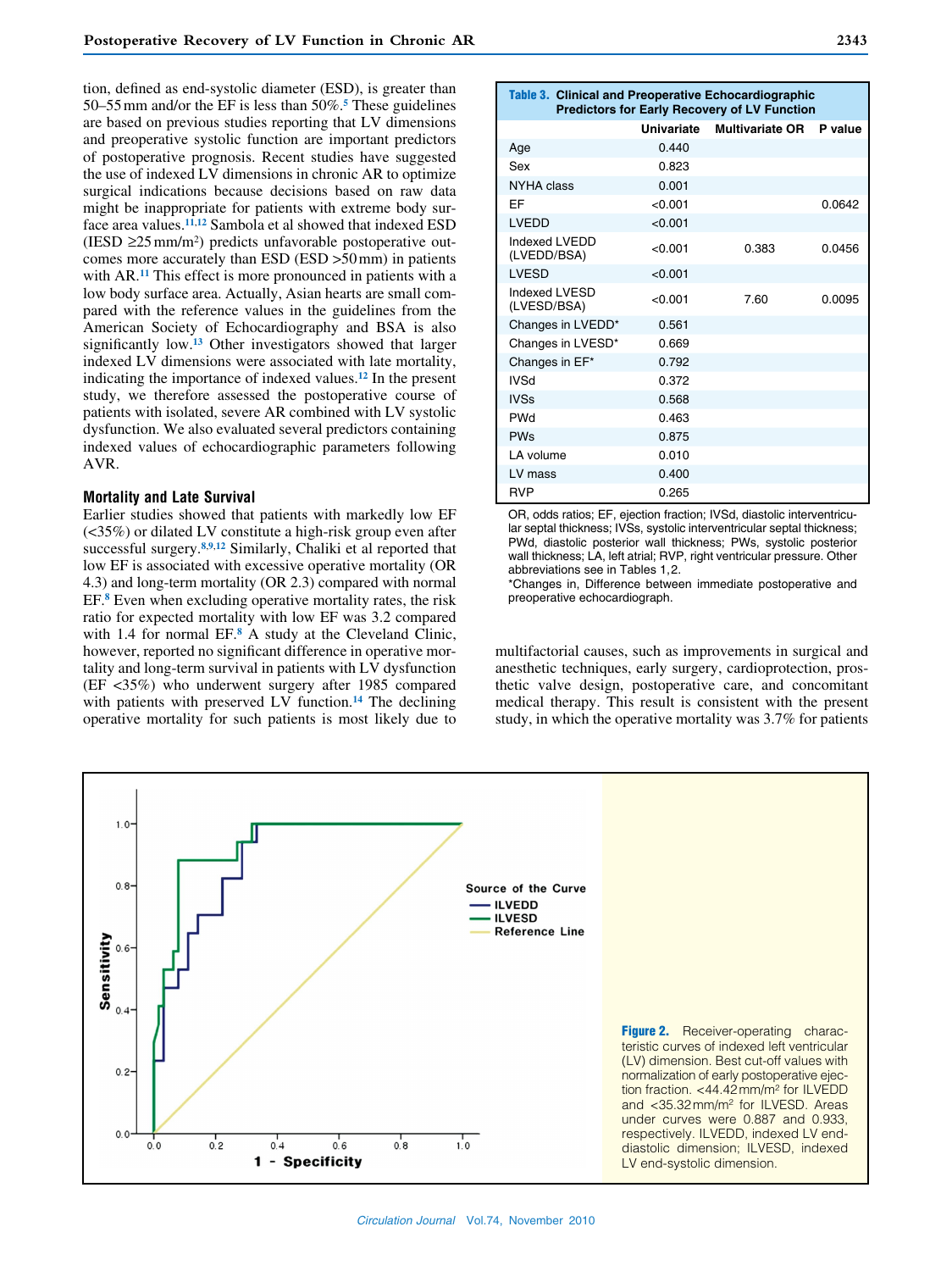tion, defined as end-systolic diameter (ESD), is greater than 50–55 mm and/or the EF is less than 50%.[5] These guidelines are based on previous studies reporting that LV dimensions and preoperative systolic function are important predictors of postoperative prognosis. Recent studies have suggested the use of indexed LV dimensions in chronic AR to optimize surgical indications because decisions based on raw data might be inappropriate for patients with extreme body surface area values.[11,12] Sambola et al showed that indexed ESD (IESD ≥25 mm/m²) predicts unfavorable postoperative outcomes more accurately than ESD (ESD >50 mm) in patients with AR.[11] This effect is more pronounced in patients with a low body surface area. Actually, Asian hearts are small compared with the reference values in the guidelines from the American Society of Echocardiography and BSA is also significantly low.[13] Other investigators showed that larger indexed LV dimensions were associated with late mortality, indicating the importance of indexed values.[12] In the present study, we therefore assessed the postoperative course of patients with isolated, severe AR combined with LV systolic dysfunction. We also evaluated several predictors containing indexed values of echocardiographic parameters following AVR.

## Mortality and Late Survival

Earlier studies showed that patients with markedly low EF (<35%) or dilated LV constitute a high-risk group even after successful surgery.[8,9,12] Similarly, Chaliki et al reported that low EF is associated with excessive operative mortality (OR 4.3) and long-term mortality (OR 2.3) compared with normal EF.[8] Even when excluding operative mortality rates, the risk ratio for expected mortality with low EF was 3.2 compared with 1.4 for normal EF.[8] A study at the Cleveland Clinic, however, reported no significant difference in operative mortality and long-term survival in patients with LV dysfunction (EF <35%) who underwent surgery after 1985 compared with patients with preserved LV function.[14] The declining operative mortality for such patients is most likely due to multifactorial causes, such as improvements in surgical and anesthetic techniques, early surgery, cardioprotection, prosthetic valve design, postoperative care, and concomitant medical therapy. This result is consistent with the present study, in which the operative mortality was 3.7% for patients

**Table 3. Clinical and Preoperative Echocardiographic Predictors for Early Recovery of LV Function**

| | Univariate | Multivariate OR | P value |
|---|---|---|---|
| Age | 0.440 | | |
| Sex | 0.823 | | |
| NYHA class | 0.001 | | |
| EF | <0.001 | | 0.0642 |
| LVEDD | <0.001 | | |
| Indexed LVEDD (LVEDD/BSA) | <0.001 | 0.383 | 0.0456 |
| LVESD | <0.001 | | |
| Indexed LVESD (LVESD/BSA) | <0.001 | 7.60 | 0.0095 |
| Changes in LVEDD* | 0.561 | | |
| Changes in LVESD* | 0.669 | | |
| Changes in EF* | 0.792 | | |
| IVSd | 0.372 | | |
| IVSs | 0.568 | | |
| PWd | 0.463 | | |
| PWs | 0.875 | | |
| LA volume | 0.010 | | |
| LV mass | 0.400 | | |
| RVP | 0.265 | | |

OR, odds ratios; EF, ejection fraction; IVSd, diastolic interventricular septal thickness; IVSs, systolic interventricular septal thickness; PWd, diastolic posterior wall thickness; PWs, systolic posterior wall thickness; LA, left atrial; RVP, right ventricular pressure. Other abbreviations see in Tables 1,2.
*Changes in, Difference between immediate postoperative and preoperative echocardiograph.

**Figure 2.** Receiver-operating characteristic curves of indexed left ventricular (LV) dimension. Best cut-off values with normalization of early postoperative ejection fraction. <44.42 mm/m² for ILVEDD and <35.32 mm/m² for ILVESD. Areas under curves were 0.887 and 0.933, respectively. ILVEDD, indexed LV end-diastolic dimension; ILVESD, indexed LV end-systolic dimension.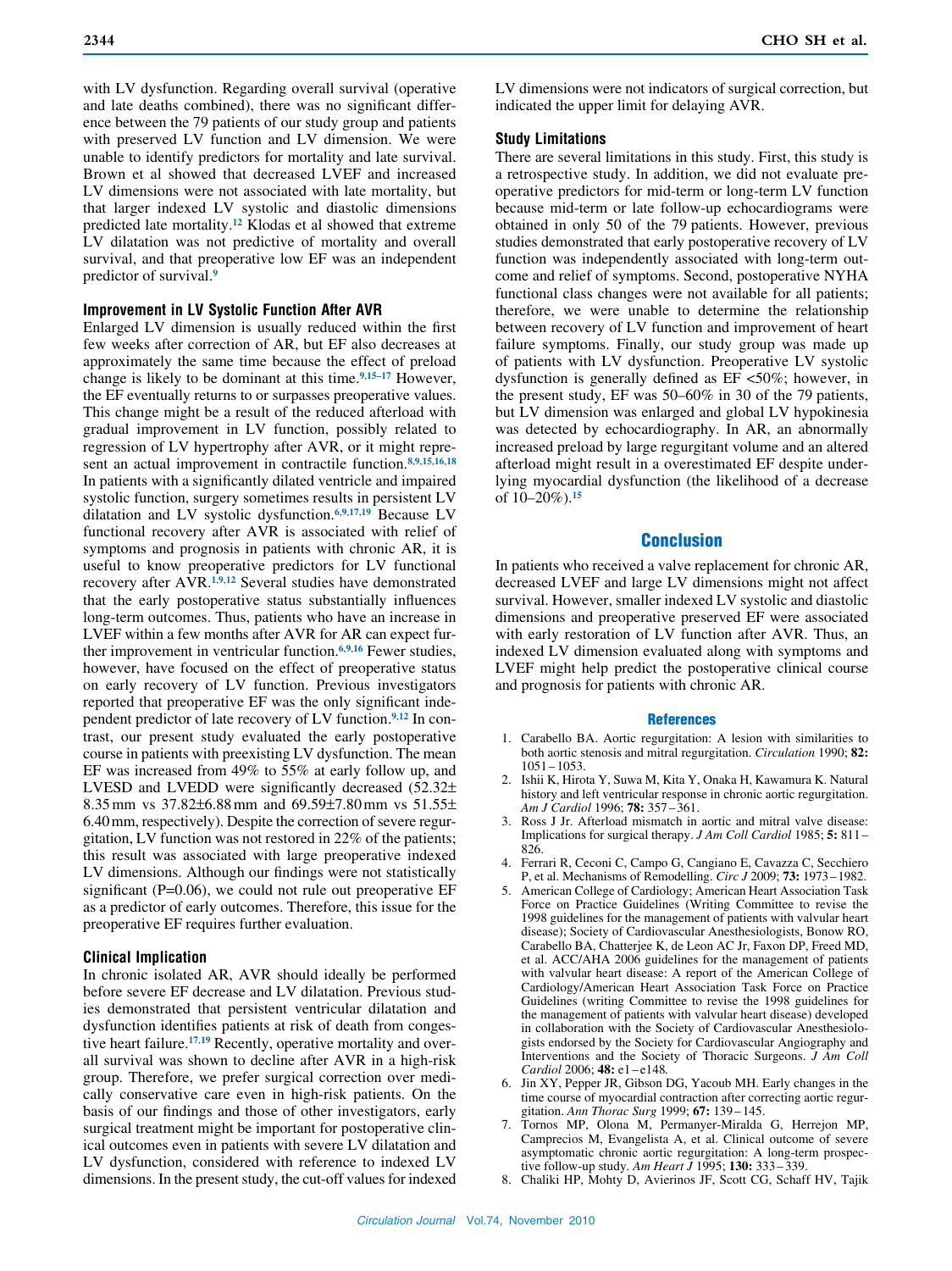with LV dysfunction. Regarding overall survival (operative and late deaths combined), there was no significant difference between the 79 patients of our study group and patients with preserved LV function and LV dimension. We were unable to identify predictors for mortality and late survival. Brown et al showed that decreased LVEF and increased LV dimensions were not associated with late mortality, but that larger indexed LV systolic and diastolic dimensions predicted late mortality.[12] Klodas et al showed that extreme LV dilatation was not predictive of mortality and overall survival, and that preoperative low EF was an independent predictor of survival.[9]

### Improvement in LV Systolic Function After AVR

Enlarged LV dimension is usually reduced within the first few weeks after correction of AR, but EF also decreases at approximately the same time because the effect of preload change is likely to be dominant at this time.[9,15–17] However, the EF eventually returns to or surpasses preoperative values. This change might be a result of the reduced afterload with gradual improvement in LV function, possibly related to regression of LV hypertrophy after AVR, or it might represent an actual improvement in contractile function.[8,9,15,16,18] In patients with a significantly dilated ventricle and impaired systolic function, surgery sometimes results in persistent LV dilatation and LV systolic dysfunction.[6,9,17,19] Because LV functional recovery after AVR is associated with relief of symptoms and prognosis in patients with chronic AR, it is useful to know preoperative predictors for LV functional recovery after AVR.[1,9,12] Several studies have demonstrated that the early postoperative status substantially influences long-term outcomes. Thus, patients who have an increase in LVEF within a few months after AVR for AR can expect further improvement in ventricular function.[6,9,16] Fewer studies, however, have focused on the effect of preoperative status on early recovery of LV function. Previous investigators reported that preoperative EF was the only significant independent predictor of late recovery of LV function.[9,12] In contrast, our present study evaluated the early postoperative course in patients with preexisting LV dysfunction. The mean EF was increased from 49% to 55% at early follow up, and LVESD and LVEDD were significantly decreased (52.32±8.35 mm vs 37.82±6.88 mm and 69.59±7.80 mm vs 51.55±6.40 mm, respectively). Despite the correction of severe regurgitation, LV function was not restored in 22% of the patients; this result was associated with large preoperative indexed LV dimensions. Although our findings were not statistically significant (P=0.06), we could not rule out preoperative EF as a predictor of early outcomes. Therefore, this issue for the preoperative EF requires further evaluation.

### Clinical Implication

In chronic isolated AR, AVR should ideally be performed before severe EF decrease and LV dilatation. Previous studies demonstrated that persistent ventricular dilatation and dysfunction identifies patients at risk of death from congestive heart failure.[17,19] Recently, operative mortality and overall survival was shown to decline after AVR in a high-risk group. Therefore, we prefer surgical correction over medically conservative care even in high-risk patients. On the basis of our findings and those of other investigators, early surgical treatment might be important for postoperative clinical outcomes even in patients with severe LV dilatation and LV dysfunction, considered with reference to indexed LV dimensions. In the present study, the cut-off values for indexed LV dimensions were not indicators of surgical correction, but indicated the upper limit for delaying AVR.

### Study Limitations

There are several limitations in this study. First, this study is a retrospective study. In addition, we did not evaluate preoperative predictors for mid-term or long-term LV function because mid-term or late follow-up echocardiograms were obtained in only 50 of the 79 patients. However, previous studies demonstrated that early postoperative recovery of LV function was independently associated with long-term outcome and relief of symptoms. Second, postoperative NYHA functional class changes were not available for all patients; therefore, we were unable to determine the relationship between recovery of LV function and improvement of heart failure symptoms. Finally, our study group was made up of patients with LV dysfunction. Preoperative LV systolic dysfunction is generally defined as EF <50%; however, in the present study, EF was 50–60% in 30 of the 79 patients, but LV dimension was enlarged and global LV hypokinesia was detected by echocardiography. In AR, an abnormally increased preload by large regurgitant volume and an altered afterload might result in a overestimated EF despite underlying myocardial dysfunction (the likelihood of a decrease of 10–20%).[15]

## Conclusion

In patients who received a valve replacement for chronic AR, decreased LVEF and large LV dimensions might not affect survival. However, smaller indexed LV systolic and diastolic dimensions and preoperative preserved EF were associated with early restoration of LV function after AVR. Thus, an indexed LV dimension evaluated along with symptoms and LVEF might help predict the postoperative clinical course and prognosis for patients with chronic AR.

## References

1. Carabello BA. Aortic regurgitation: A lesion with similarities to both aortic stenosis and mitral regurgitation. *Circulation* 1990; **82:** 1051–1053.
2. Ishii K, Hirota Y, Suwa M, Kita Y, Onaka H, Kawamura K. Natural history and left ventricular response in chronic aortic regurgitation. *Am J Cardiol* 1996; **78:** 357–361.
3. Ross J Jr. Afterload mismatch in aortic and mitral valve disease: Implications for surgical therapy. *J Am Coll Cardiol* 1985; **5:** 811–826.
4. Ferrari R, Ceconi C, Campo G, Cangiano E, Cavazza C, Secchiero P, et al. Mechanisms of Remodelling. *Circ J* 2009; **73:** 1973–1982.
5. American College of Cardiology; American Heart Association Task Force on Practice Guidelines (Writing Committee to revise the 1998 guidelines for the management of patients with valvular heart disease); Society of Cardiovascular Anesthesiologists, Bonow RO, Carabello BA, Chatterjee K, de Leon AC Jr, Faxon DP, Freed MD, et al. ACC/AHA 2006 guidelines for the management of patients with valvular heart disease: A report of the American College of Cardiology/American Heart Association Task Force on Practice Guidelines (writing Committee to revise the 1998 guidelines for the management of patients with valvular heart disease) developed in collaboration with the Society of Cardiovascular Anesthesiologists endorsed by the Society for Cardiovascular Angiography and Interventions and the Society of Thoracic Surgeons. *J Am Coll Cardiol* 2006; **48:** e1–e148.
6. Jin XY, Pepper JR, Gibson DG, Yacoub MH. Early changes in the time course of myocardial contraction after correcting aortic regurgitation. *Ann Thorac Surg* 1999; **67:** 139–145.
7. Tornos MP, Olona M, Permanyer-Miralda G, Herrejon MP, Camprecios M, Evangelista A, et al. Clinical outcome of severe asymptomatic chronic aortic regurgitation: A long-term prospective follow-up study. *Am Heart J* 1995; **130:** 333–339.
8. Chaliki HP, Mohty D, Avierinos JF, Scott CG, Schaff HV, Tajik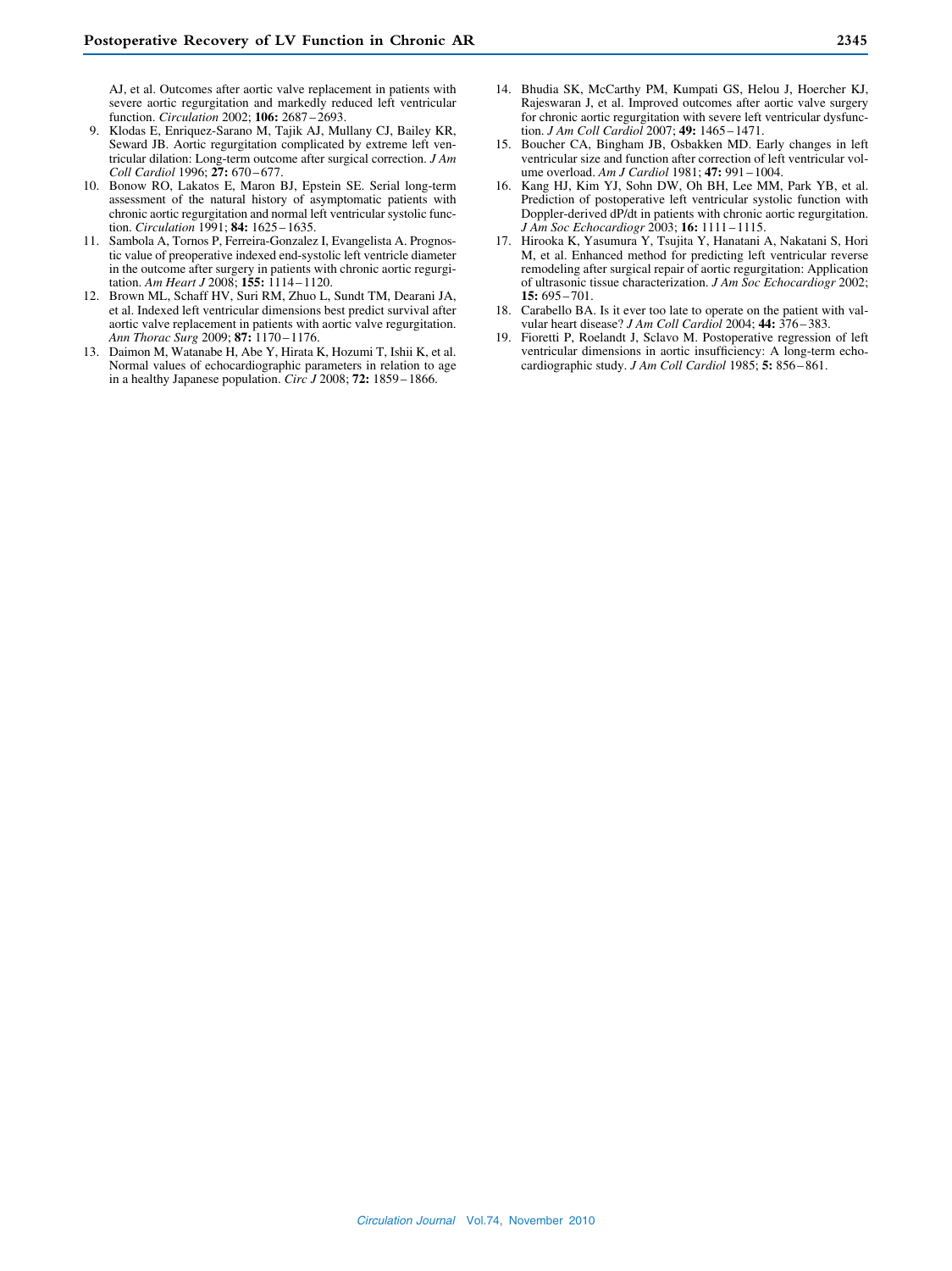AJ, et al. Outcomes after aortic valve replacement in patients with severe aortic regurgitation and markedly reduced left ventricular function. *Circulation* 2002; **106:** 2687–2693.

9. Klodas E, Enriquez-Sarano M, Tajik AJ, Mullany CJ, Bailey KR, Seward JB. Aortic regurgitation complicated by extreme left ventricular dilation: Long-term outcome after surgical correction. *J Am Coll Cardiol* 1996; **27:** 670–677.
10. Bonow RO, Lakatos E, Maron BJ, Epstein SE. Serial long-term assessment of the natural history of asymptomatic patients with chronic aortic regurgitation and normal left ventricular systolic function. *Circulation* 1991; **84:** 1625–1635.
11. Sambola A, Tornos P, Ferreira-Gonzalez I, Evangelista A. Prognostic value of preoperative indexed end-systolic left ventricle diameter in the outcome after surgery in patients with chronic aortic regurgitation. *Am Heart J* 2008; **155:** 1114–1120.
12. Brown ML, Schaff HV, Suri RM, Zhuo L, Sundt TM, Dearani JA, et al. Indexed left ventricular dimensions best predict survival after aortic valve replacement in patients with aortic valve regurgitation. *Ann Thorac Surg* 2009; **87:** 1170–1176.
13. Daimon M, Watanabe H, Abe Y, Hirata K, Hozumi T, Ishii K, et al. Normal values of echocardiographic parameters in relation to age in a healthy Japanese population. *Circ J* 2008; **72:** 1859–1866.
14. Bhudia SK, McCarthy PM, Kumpati GS, Helou J, Hoercher KJ, Rajeswaran J, et al. Improved outcomes after aortic valve surgery for chronic aortic regurgitation with severe left ventricular dysfunction. *J Am Coll Cardiol* 2007; **49:** 1465–1471.
15. Boucher CA, Bingham JB, Osbakken MD. Early changes in left ventricular size and function after correction of left ventricular volume overload. *Am J Cardiol* 1981; **47:** 991–1004.
16. Kang HJ, Kim YJ, Sohn DW, Oh BH, Lee MM, Park YB, et al. Prediction of postoperative left ventricular systolic function with Doppler-derived dP/dt in patients with chronic aortic regurgitation. *J Am Soc Echocardiogr* 2003; **16:** 1111–1115.
17. Hirooka K, Yasumura Y, Tsujita Y, Hanatani A, Nakatani S, Hori M, et al. Enhanced method for predicting left ventricular reverse remodeling after surgical repair of aortic regurgitation: Application of ultrasonic tissue characterization. *J Am Soc Echocardiogr* 2002; **15:** 695–701.
18. Carabello BA. Is it ever too late to operate on the patient with valvular heart disease? *J Am Coll Cardiol* 2004; **44:** 376–383.
19. Fioretti P, Roelandt J, Sclavo M. Postoperative regression of left ventricular dimensions in aortic insufficiency: A long-term echocardiographic study. *J Am Coll Cardiol* 1985; **5:** 856–861.